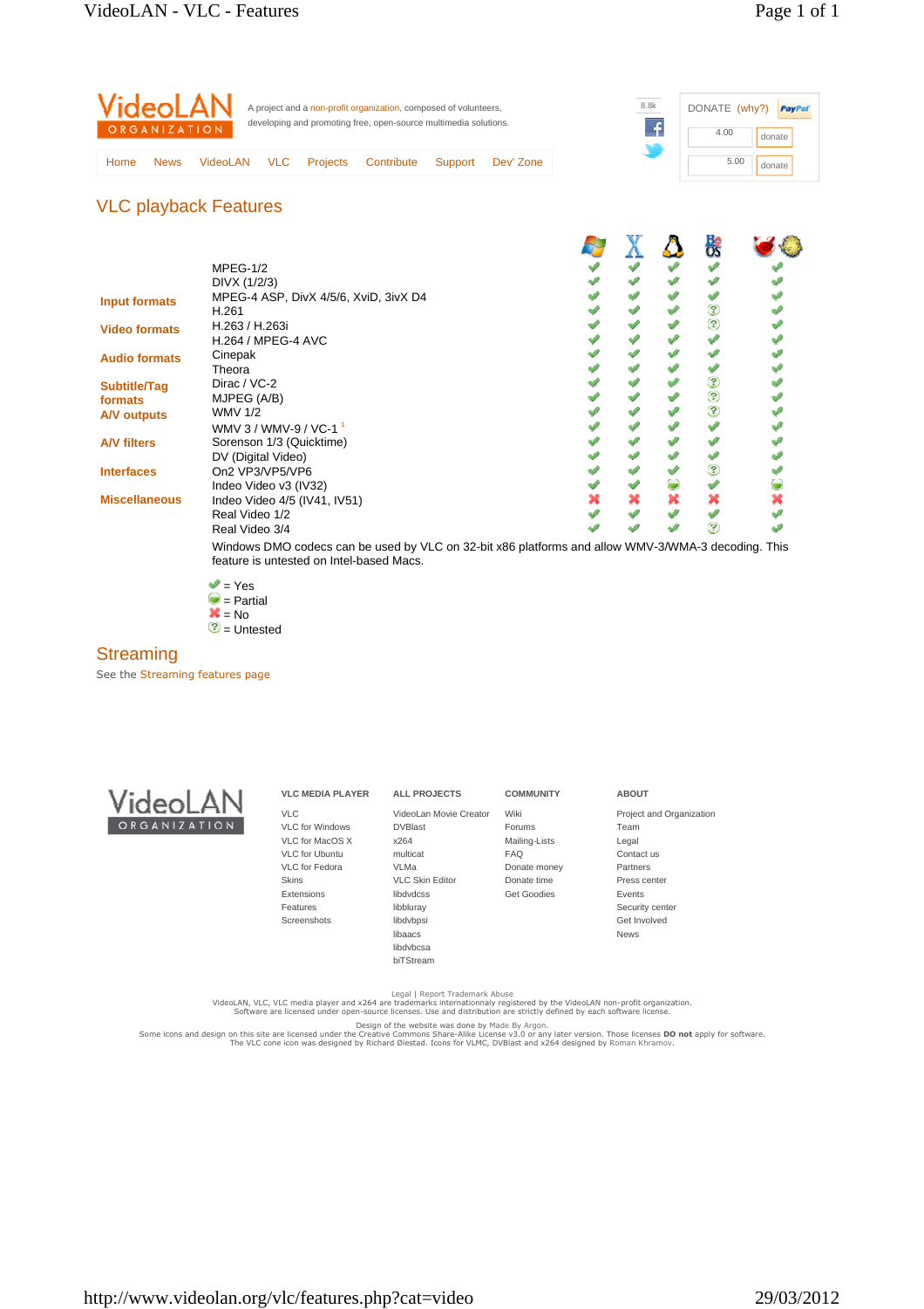VideoLAN ORGANIZATION

A project and a non-profit organization, composed of volunteers, developing and promoting free, open-source multimedia solutions.

Home | News | VideoLAN | VLC | Projects | Contribute | Support | Dev' Zone

8.8k

DONATE (why?) PayPal

4.00 donate

5.00 donate

## VLC playback Features

- Input formats
- Video formats
- Audio formats
- Subtitle/Tag formats
- A/V outputs
- A/V filters
- Interfaces
- Miscellaneous

| | Windows | Mac OS X | Linux | BeOS | BSD / Solaris |
|---|---|---|---|---|---|
| MPEG-1/2 | Yes | Yes | Yes | Yes | Yes |
| DIVX (1/2/3) | Yes | Yes | Yes | Yes | Yes |
| MPEG-4 ASP, DivX 4/5/6, XviD, 3ivX D4 | Yes | Yes | Yes | Yes | Yes |
| H.261 | Yes | Yes | Yes | Untested | Yes |
| H.263 / H.263i | Yes | Yes | Yes | Untested | Yes |
| H.264 / MPEG-4 AVC | Yes | Yes | Yes | Yes | Yes |
| Cinepak | Yes | Yes | Yes | Yes | Yes |
| Theora | Yes | Yes | Yes | Yes | Yes |
| Dirac / VC-2 | Yes | Yes | Yes | Untested | Yes |
| MJPEG (A/B) | Yes | Yes | Yes | Untested | Yes |
| WMV 1/2 | Yes | Yes | Yes | Untested | Yes |
| WMV 3 / WMV-9 / VC-1 [1] | Yes | Yes | Yes | Yes | Yes |
| Sorenson 1/3 (Quicktime) | Yes | Yes | Yes | Yes | Yes |
| DV (Digital Video) | Yes | Yes | Yes | Yes | Yes |
| On2 VP3/VP5/VP6 | Yes | Yes | Yes | Untested | Yes |
| Indeo Video v3 (IV32) | Yes | Yes | Partial | Yes | Partial |
| Indeo Video 4/5 (IV41, IV51) | No | No | No | No | No |
| Real Video 1/2 | Yes | Yes | Yes | Yes | Yes |
| Real Video 3/4 | Yes | Yes | Yes | Untested | Yes |

Windows DMO codecs can be used by VLC on 32-bit x86 platforms and allow WMV-3/WMA-3 decoding. This feature is untested on Intel-based Macs.

- ✔ = Yes
- ◒ = Partial
- ✖ = No
- ? = Untested

## Streaming

See the Streaming features page

VideoLAN ORGANIZATION

**VLC MEDIA PLAYER**
- VLC
- VLC for Windows
- VLC for MacOS X
- VLC for Ubuntu
- VLC for Fedora
- Skins
- Extensions
- Features
- Screenshots

**ALL PROJECTS**
- VideoLan Movie Creator
- DVBlast
- x264
- multicat
- VLMa
- VLC Skin Editor
- libdvdcss
- libbluray
- libdvbpsi
- libaacs
- libdvbcsa
- biTStream

**COMMUNITY**
- Wiki
- Forums
- Mailing-Lists
- FAQ
- Donate money
- Donate time
- Get Goodies

**ABOUT**
- Project and Organization
- Team
- Legal
- Contact us
- Partners
- Press center
- Events
- Security center
- Get Involved
- News

Legal | Report Trademark Abuse
VideoLAN, VLC, VLC media player and x264 are trademarks internationnaly registered by the VideoLAN non-profit organization.
Software are licensed under open-source licenses. Use and distribution are strictly defined by each software license.

Design of the website was done by Made By Argon.
Some icons and design on this site are licensed under the Creative Commons Share-Alike License v3.0 or any later version. Those licenses **DO not** apply for software.
The VLC cone icon was designed by Richard Øiestad. Icons for VLMC, DVBlast and x264 designed by Roman Khramov.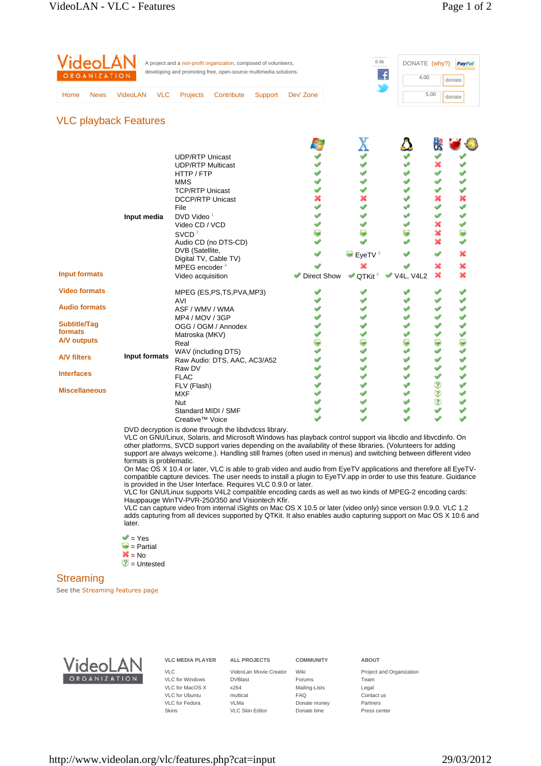VideoLAN ORGANIZATION

A project and a non-profit organization, composed of volunteers, developing and promoting free, open-source multimedia solutions.

Home | News | VideoLAN | VLC | Projects | Contribute | Support | Dev' Zone

DONATE (why?) — 4.00 donate — 5.00 donate

# VLC playback Features

- Input formats
- Video formats
- Audio formats
- Subtitle/Tag formats
- A/V outputs
- A/V filters
- Interfaces
- Miscellaneous

| | | Windows | Mac OS X | Linux | BeOS | BSD | Solaris |
|---|---|---|---|---|---|---|---|
| **Input media** | UDP/RTP Unicast | Yes | Yes | Yes | Yes | Yes | |
| | UDP/RTP Multicast | Yes | Yes | Yes | No | Yes | |
| | HTTP / FTP | Yes | Yes | Yes | Yes | Yes | |
| | MMS | Yes | Yes | Yes | Yes | Yes | |
| | TCP/RTP Unicast | Yes | Yes | Yes | Yes | Yes | |
| | DCCP/RTP Unicast | No | No | Yes | No | No | |
| | File | Yes | Yes | Yes | Yes | Yes | |
| | DVD Video [1] | Yes | Yes | Yes | Yes | Yes | |
| | Video CD / VCD | Yes | Yes | Yes | No | Yes | |
| | SVCD [2] | Partial | Partial | Partial | No | Partial | |
| | Audio CD (no DTS-CD) | Yes | Yes | Yes | No | Yes | |
| | DVB (Satellite, Digital TV, Cable TV) | Yes | Partial EyeTV [3] | Yes | Yes | No | |
| | MPEG encoder [4] | Yes | No | Yes | No | No | |
| | Video acquisition | Yes Direct Show | Yes QTKit [5] | Yes V4L, V4L2 | No | No | |
| **Input formats** | MPEG (ES,PS,TS,PVA,MP3) | Yes | Yes | Yes | Yes | Yes | |
| | AVI | Yes | Yes | Yes | Yes | Yes | |
| | ASF / WMV / WMA | Yes | Yes | Yes | Yes | Yes | |
| | MP4 / MOV / 3GP | Yes | Yes | Yes | Yes | Yes | |
| | OGG / OGM / Annodex | Yes | Yes | Yes | Yes | Yes | |
| | Matroska (MKV) | Yes | Yes | Yes | Yes | Yes | |
| | Real | Partial | Partial | Partial | Partial | Partial | |
| | WAV (including DTS) | Yes | Yes | Yes | Yes | Yes | |
| | Raw Audio: DTS, AAC, AC3/A52 | Yes | Yes | Yes | Yes | Yes | |
| | Raw DV | Yes | Yes | Yes | Yes | Yes | |
| | FLAC | Yes | Yes | Yes | Yes | Yes | |
| | FLV (Flash) | Yes | Yes | Yes | Untested | Yes | |
| | MXF | Yes | Yes | Yes | Untested | Yes | |
| | Nut | Yes | Yes | Yes | Untested | Yes | |
| | Standard MIDI / SMF | Yes | Yes | Yes | Yes | Yes | |
| | Creative™ Voice | Yes | Yes | Yes | Yes | Yes | |

1. DVD decryption is done through the libdvdcss library.
2. VLC on GNU/Linux, Solaris, and Microsoft Windows has playback control support via libcdio and libvcdinfo. On other platforms, SVCD support varies depending on the availability of these libraries. (Volunteers for adding support are always welcome.). Handling still frames (often used in menus) and switching between different video formats is problematic.
3. On Mac OS X 10.4 or later, VLC is able to grab video and audio from EyeTV applications and therefore all EyeTV-compatible capture devices. The user needs to install a plugin to EyeTV.app in order to use this feature. Guidance is provided in the User Interface. Requires VLC 0.9.0 or later.
4. VLC for GNU/Linux supports V4L2 compatible encoding cards as well as two kinds of MPEG-2 encoding cards: Hauppauge WinTV-PVR-250/350 and Visiontech Kfir.
5. VLC can capture video from internal iSights on Mac OS X 10.5 or later (video only) since version 0.9.0. VLC 1.2 adds capturing from all devices supported by QTKit. It also enables audio capturing support on Mac OS X 10.6 and later.

- ✔ = Yes
- ◐ = Partial
- ✖ = No
- ? = Untested

## Streaming

See the Streaming features page

VideoLAN ORGANIZATION

| VLC MEDIA PLAYER | ALL PROJECTS | COMMUNITY | ABOUT |
|---|---|---|---|
| VLC | VideoLan Movie Creator | Wiki | Project and Organization |
| VLC for Windows | DVBlast | Forums | Team |
| VLC for MacOS X | x264 | Mailing-Lists | Legal |
| VLC for Ubuntu | multicat | FAQ | Contact us |
| VLC for Fedora | VLMa | Donate money | Partners |
| Skins | VLC Skin Editor | Donate time | Press center |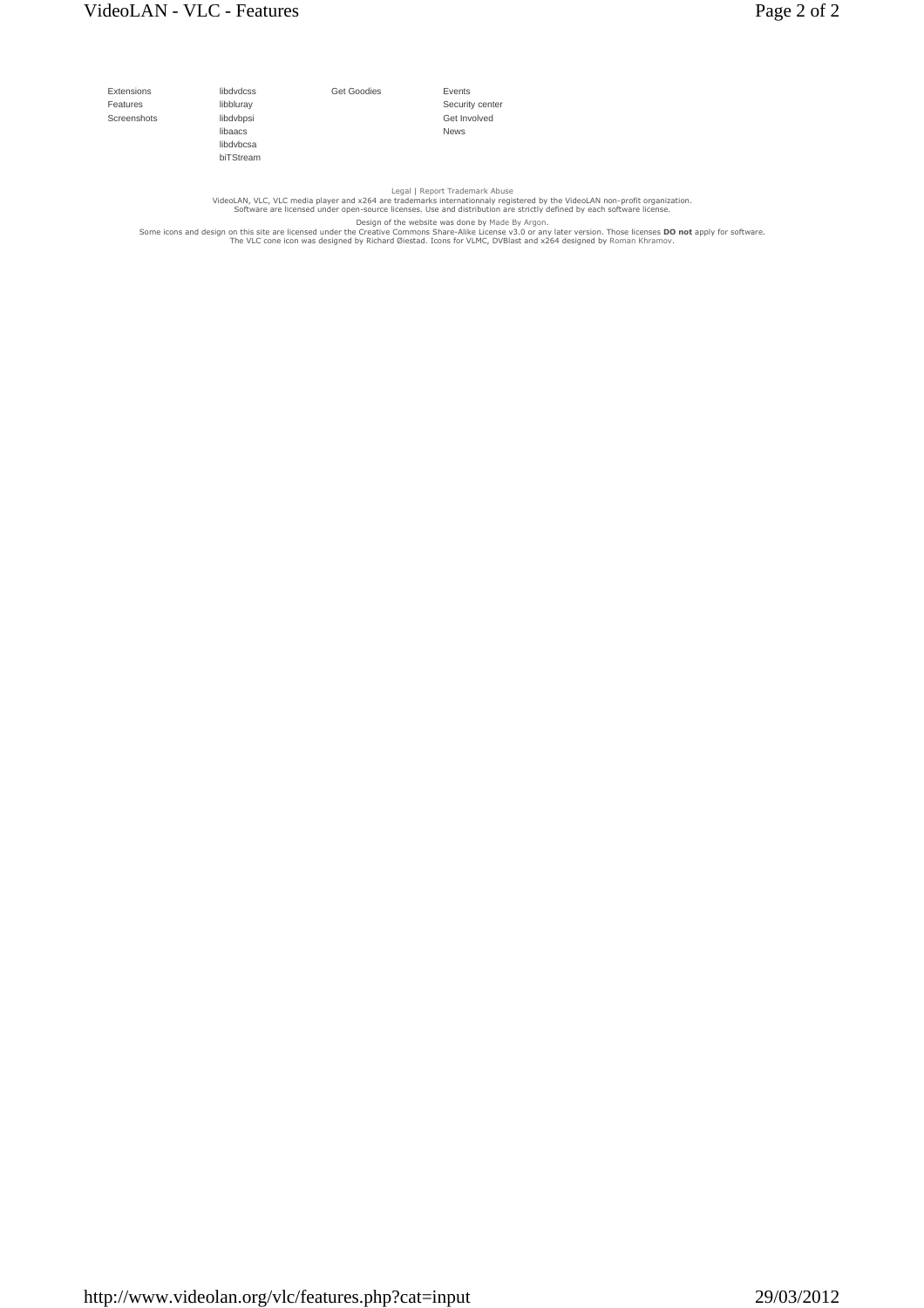| | | | |
|---|---|---|---|
| Extensions | libdvdcss | Get Goodies | Events |
| Features | libbluray | | Security center |
| Screenshots | libdvbpsi | | Get Involved |
| | libaacs | | News |
| | libdvbcsa | | |
| | biTStream | | |

Legal | Report Trademark Abuse

VideoLAN, VLC, VLC media player and x264 are trademarks internationnaly registered by the VideoLAN non-profit organization.
Software are licensed under open-source licenses. Use and distribution are strictly defined by each software license.

Design of the website was done by Made By Argon.

Some icons and design on this site are licensed under the Creative Commons Share-Alike License v3.0 or any later version. Those licenses **DO not** apply for software.
The VLC cone icon was designed by Richard Øiestad. Icons for VLMC, DVBlast and x264 designed by Roman Khramov.